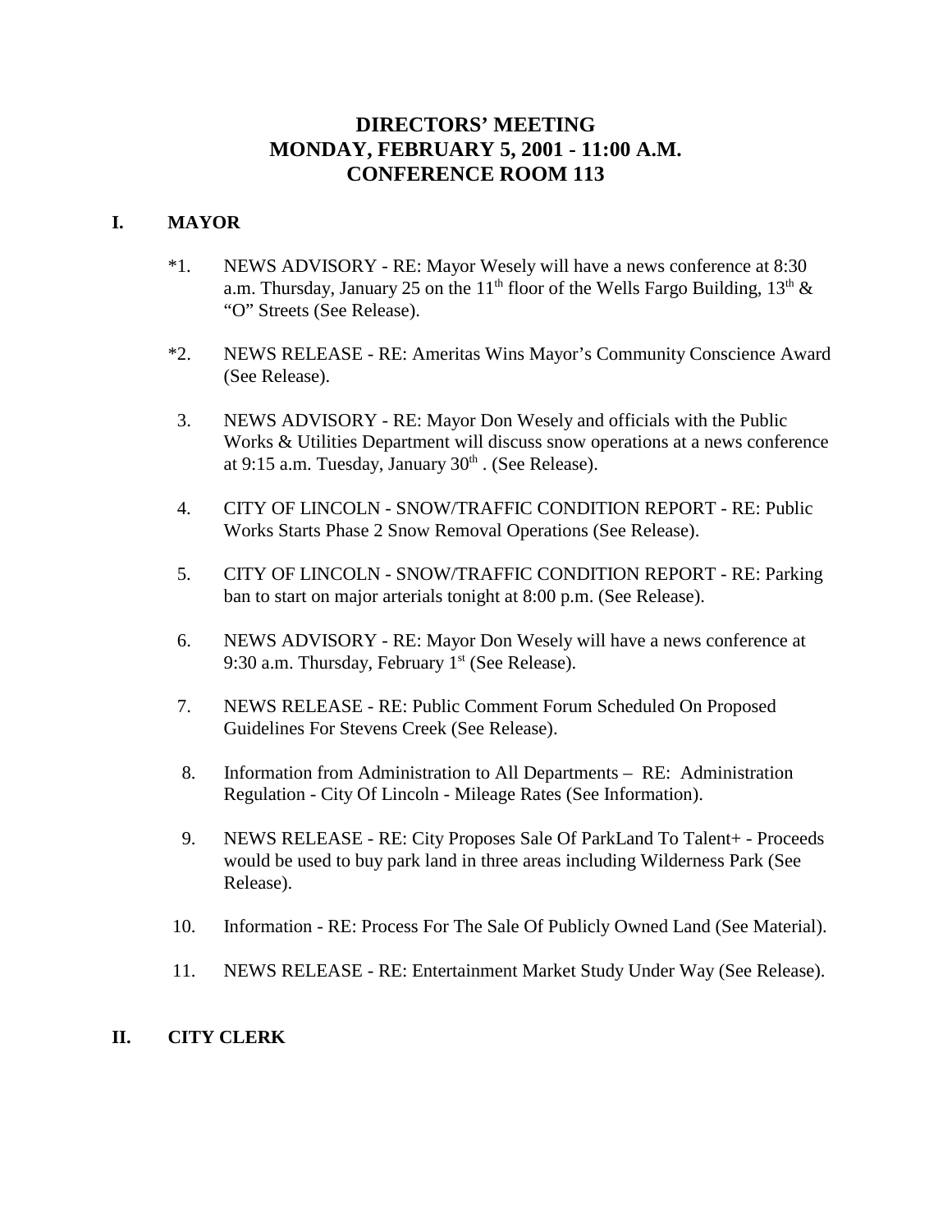# DIRECTORS' MEETING
# MONDAY, FEBRUARY 5, 2001 - 11:00 A.M.
# CONFERENCE ROOM 113

## I. MAYOR

*1. NEWS ADVISORY - RE: Mayor Wesely will have a news conference at 8:30 a.m. Thursday, January 25 on the 11th floor of the Wells Fargo Building, 13th & "O" Streets (See Release).

*2. NEWS RELEASE - RE: Ameritas Wins Mayor's Community Conscience Award (See Release).

3. NEWS ADVISORY - RE: Mayor Don Wesely and officials with the Public Works & Utilities Department will discuss snow operations at a news conference at 9:15 a.m. Tuesday, January 30th . (See Release).

4. CITY OF LINCOLN - SNOW/TRAFFIC CONDITION REPORT - RE: Public Works Starts Phase 2 Snow Removal Operations (See Release).

5. CITY OF LINCOLN - SNOW/TRAFFIC CONDITION REPORT - RE: Parking ban to start on major arterials tonight at 8:00 p.m. (See Release).

6. NEWS ADVISORY - RE: Mayor Don Wesely will have a news conference at 9:30 a.m. Thursday, February 1st (See Release).

7. NEWS RELEASE - RE: Public Comment Forum Scheduled On Proposed Guidelines For Stevens Creek (See Release).

8. Information from Administration to All Departments – RE: Administration Regulation - City Of Lincoln - Mileage Rates (See Information).

9. NEWS RELEASE - RE: City Proposes Sale Of ParkLand To Talent+ - Proceeds would be used to buy park land in three areas including Wilderness Park (See Release).

10. Information - RE: Process For The Sale Of Publicly Owned Land (See Material).

11. NEWS RELEASE - RE: Entertainment Market Study Under Way (See Release).

## II. CITY CLERK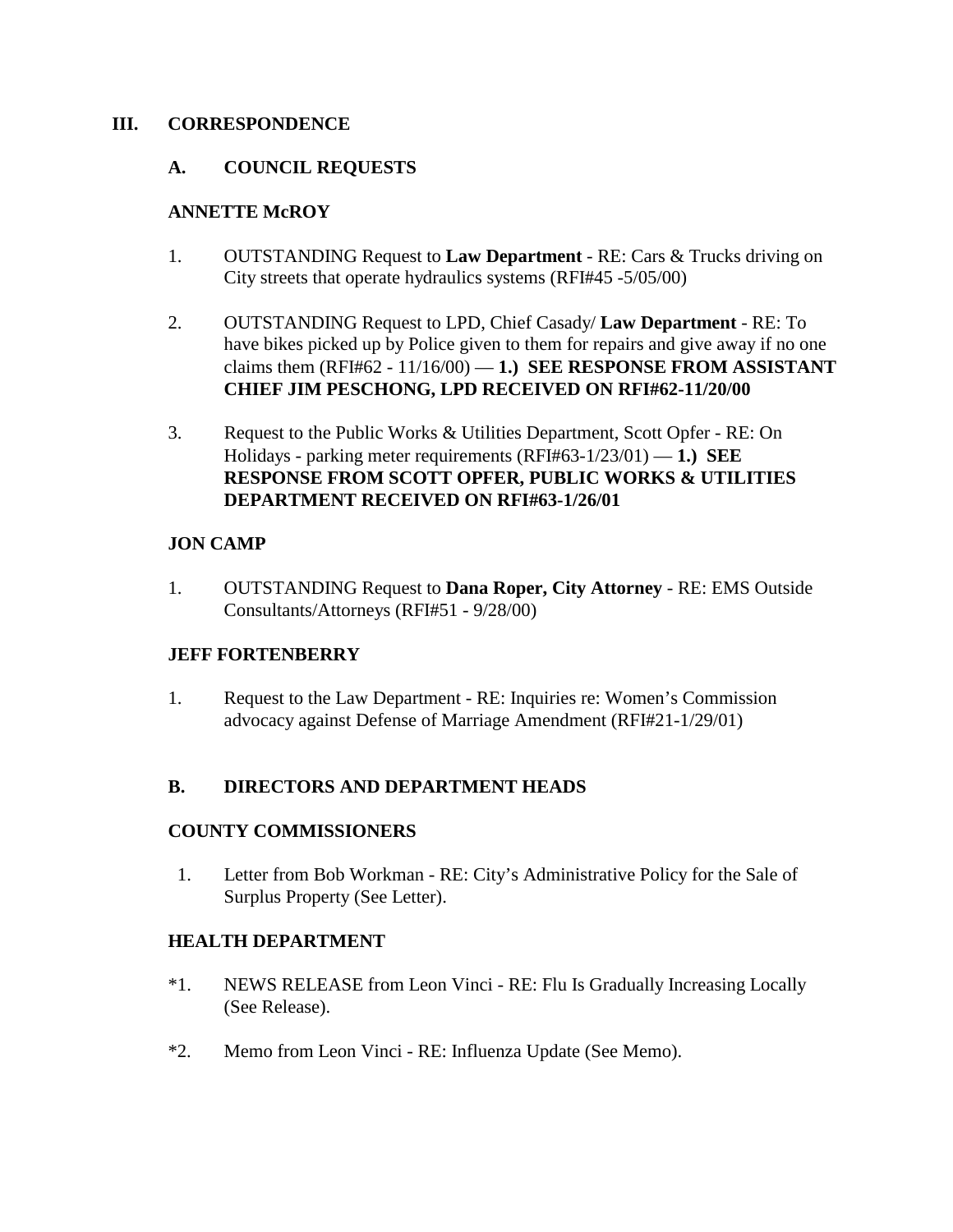## III. CORRESPONDENCE

### A. COUNCIL REQUESTS

**ANNETTE McROY**

1. OUTSTANDING Request to **Law Department** - RE: Cars & Trucks driving on City streets that operate hydraulics systems (RFI#45 -5/05/00)

2. OUTSTANDING Request to LPD, Chief Casady/ **Law Department** - RE: To have bikes picked up by Police given to them for repairs and give away if no one claims them (RFI#62 - 11/16/00) — **1.) SEE RESPONSE FROM ASSISTANT CHIEF JIM PESCHONG, LPD RECEIVED ON RFI#62-11/20/00**

3. Request to the Public Works & Utilities Department, Scott Opfer - RE: On Holidays - parking meter requirements (RFI#63-1/23/01) — **1.) SEE RESPONSE FROM SCOTT OPFER, PUBLIC WORKS & UTILITIES DEPARTMENT RECEIVED ON RFI#63-1/26/01**

**JON CAMP**

1. OUTSTANDING Request to **Dana Roper, City Attorney** - RE: EMS Outside Consultants/Attorneys (RFI#51 - 9/28/00)

**JEFF FORTENBERRY**

1. Request to the Law Department - RE: Inquiries re: Women's Commission advocacy against Defense of Marriage Amendment (RFI#21-1/29/01)

### B. DIRECTORS AND DEPARTMENT HEADS

**COUNTY COMMISSIONERS**

1. Letter from Bob Workman - RE: City's Administrative Policy for the Sale of Surplus Property (See Letter).

**HEALTH DEPARTMENT**

*1. NEWS RELEASE from Leon Vinci - RE: Flu Is Gradually Increasing Locally (See Release).

*2. Memo from Leon Vinci - RE: Influenza Update (See Memo).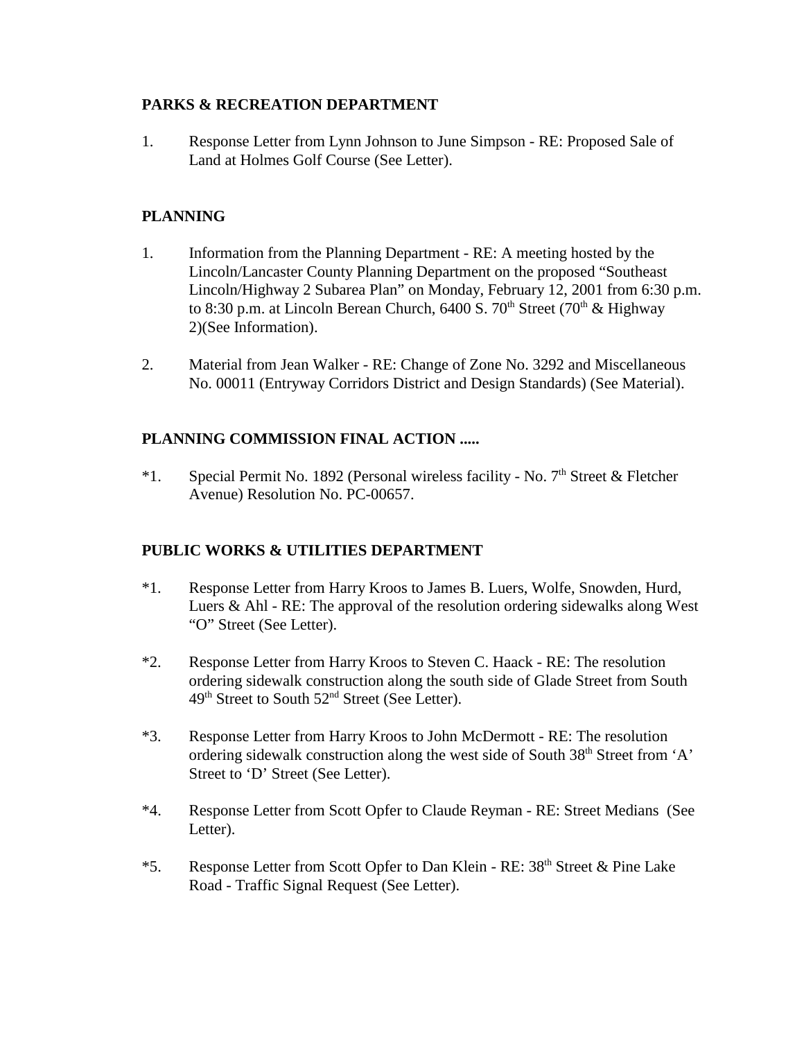**PARKS & RECREATION DEPARTMENT**

1. Response Letter from Lynn Johnson to June Simpson - RE: Proposed Sale of Land at Holmes Golf Course (See Letter).

**PLANNING**

1. Information from the Planning Department - RE: A meeting hosted by the Lincoln/Lancaster County Planning Department on the proposed "Southeast Lincoln/Highway 2 Subarea Plan" on Monday, February 12, 2001 from 6:30 p.m. to 8:30 p.m. at Lincoln Berean Church, 6400 S. 70th Street (70th & Highway 2)(See Information).

2. Material from Jean Walker - RE: Change of Zone No. 3292 and Miscellaneous No. 00011 (Entryway Corridors District and Design Standards) (See Material).

**PLANNING COMMISSION FINAL ACTION .....**

*1. Special Permit No. 1892 (Personal wireless facility - No. 7th Street & Fletcher Avenue) Resolution No. PC-00657.

**PUBLIC WORKS & UTILITIES DEPARTMENT**

*1. Response Letter from Harry Kroos to James B. Luers, Wolfe, Snowden, Hurd, Luers & Ahl - RE: The approval of the resolution ordering sidewalks along West "O" Street (See Letter).

*2. Response Letter from Harry Kroos to Steven C. Haack - RE: The resolution ordering sidewalk construction along the south side of Glade Street from South 49th Street to South 52nd Street (See Letter).

*3. Response Letter from Harry Kroos to John McDermott - RE: The resolution ordering sidewalk construction along the west side of South 38th Street from 'A' Street to 'D' Street (See Letter).

*4. Response Letter from Scott Opfer to Claude Reyman - RE: Street Medians (See Letter).

*5. Response Letter from Scott Opfer to Dan Klein - RE: 38th Street & Pine Lake Road - Traffic Signal Request (See Letter).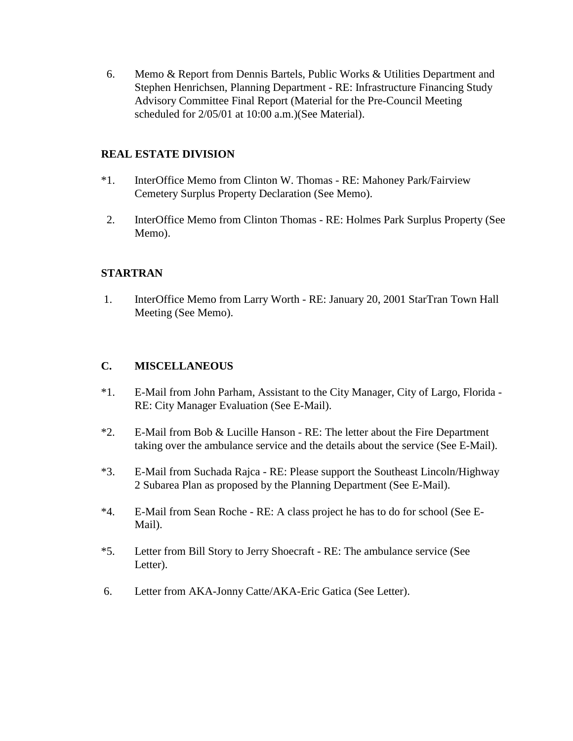6. Memo & Report from Dennis Bartels, Public Works & Utilities Department and Stephen Henrichsen, Planning Department - RE: Infrastructure Financing Study Advisory Committee Final Report (Material for the Pre-Council Meeting scheduled for 2/05/01 at 10:00 a.m.)(See Material).

**REAL ESTATE DIVISION**

*1. InterOffice Memo from Clinton W. Thomas - RE: Mahoney Park/Fairview Cemetery Surplus Property Declaration (See Memo).

2. InterOffice Memo from Clinton Thomas - RE: Holmes Park Surplus Property (See Memo).

**STARTRAN**

1. InterOffice Memo from Larry Worth - RE: January 20, 2001 StarTran Town Hall Meeting (See Memo).

**C. MISCELLANEOUS**

*1. E-Mail from John Parham, Assistant to the City Manager, City of Largo, Florida - RE: City Manager Evaluation (See E-Mail).

*2. E-Mail from Bob & Lucille Hanson - RE: The letter about the Fire Department taking over the ambulance service and the details about the service (See E-Mail).

*3. E-Mail from Suchada Rajca - RE: Please support the Southeast Lincoln/Highway 2 Subarea Plan as proposed by the Planning Department (See E-Mail).

*4. E-Mail from Sean Roche - RE: A class project he has to do for school (See E-Mail).

*5. Letter from Bill Story to Jerry Shoecraft - RE: The ambulance service (See Letter).

6. Letter from AKA-Jonny Catte/AKA-Eric Gatica (See Letter).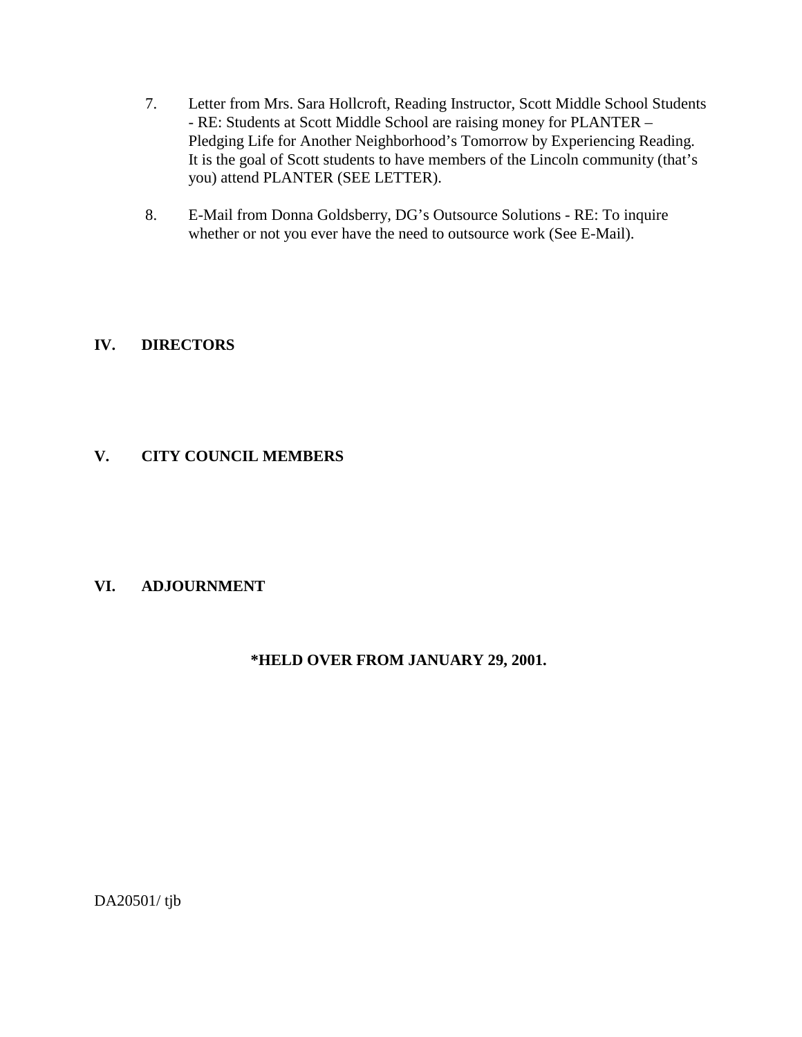7. Letter from Mrs. Sara Hollcroft, Reading Instructor, Scott Middle School Students - RE: Students at Scott Middle School are raising money for PLANTER – Pledging Life for Another Neighborhood's Tomorrow by Experiencing Reading. It is the goal of Scott students to have members of the Lincoln community (that's you) attend PLANTER (SEE LETTER).

8. E-Mail from Donna Goldsberry, DG's Outsource Solutions - RE: To inquire whether or not you ever have the need to outsource work (See E-Mail).

## IV. DIRECTORS

## V. CITY COUNCIL MEMBERS

## VI. ADJOURNMENT

**\*HELD OVER FROM JANUARY 29, 2001.**

DA20501/ tjb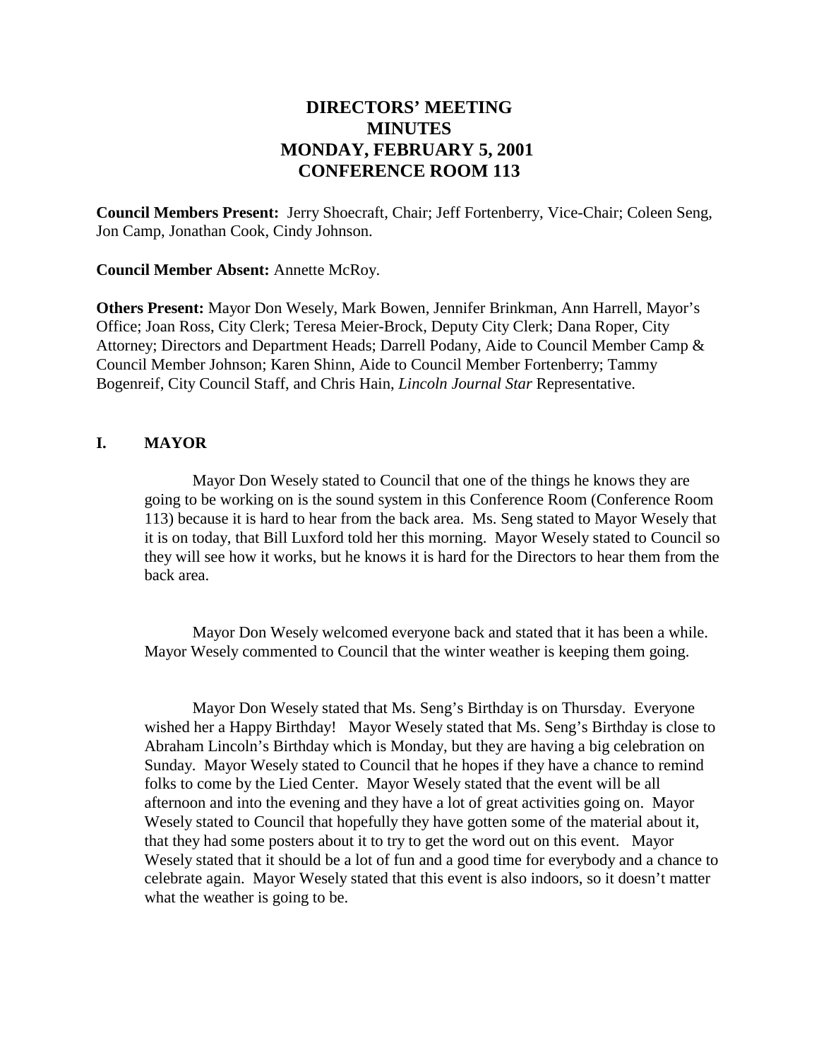# DIRECTORS' MEETING
# MINUTES
# MONDAY, FEBRUARY 5, 2001
# CONFERENCE ROOM 113

**Council Members Present:** Jerry Shoecraft, Chair; Jeff Fortenberry, Vice-Chair; Coleen Seng, Jon Camp, Jonathan Cook, Cindy Johnson.

**Council Member Absent:** Annette McRoy.

**Others Present:** Mayor Don Wesely, Mark Bowen, Jennifer Brinkman, Ann Harrell, Mayor's Office; Joan Ross, City Clerk; Teresa Meier-Brock, Deputy City Clerk; Dana Roper, City Attorney; Directors and Department Heads; Darrell Podany, Aide to Council Member Camp & Council Member Johnson; Karen Shinn, Aide to Council Member Fortenberry; Tammy Bogenreif, City Council Staff, and Chris Hain, *Lincoln Journal Star* Representative.

## I. MAYOR

Mayor Don Wesely stated to Council that one of the things he knows they are going to be working on is the sound system in this Conference Room (Conference Room 113) because it is hard to hear from the back area. Ms. Seng stated to Mayor Wesely that it is on today, that Bill Luxford told her this morning. Mayor Wesely stated to Council so they will see how it works, but he knows it is hard for the Directors to hear them from the back area.

Mayor Don Wesely welcomed everyone back and stated that it has been a while. Mayor Wesely commented to Council that the winter weather is keeping them going.

Mayor Don Wesely stated that Ms. Seng's Birthday is on Thursday. Everyone wished her a Happy Birthday! Mayor Wesely stated that Ms. Seng's Birthday is close to Abraham Lincoln's Birthday which is Monday, but they are having a big celebration on Sunday. Mayor Wesely stated to Council that he hopes if they have a chance to remind folks to come by the Lied Center. Mayor Wesely stated that the event will be all afternoon and into the evening and they have a lot of great activities going on. Mayor Wesely stated to Council that hopefully they have gotten some of the material about it, that they had some posters about it to try to get the word out on this event. Mayor Wesely stated that it should be a lot of fun and a good time for everybody and a chance to celebrate again. Mayor Wesely stated that this event is also indoors, so it doesn't matter what the weather is going to be.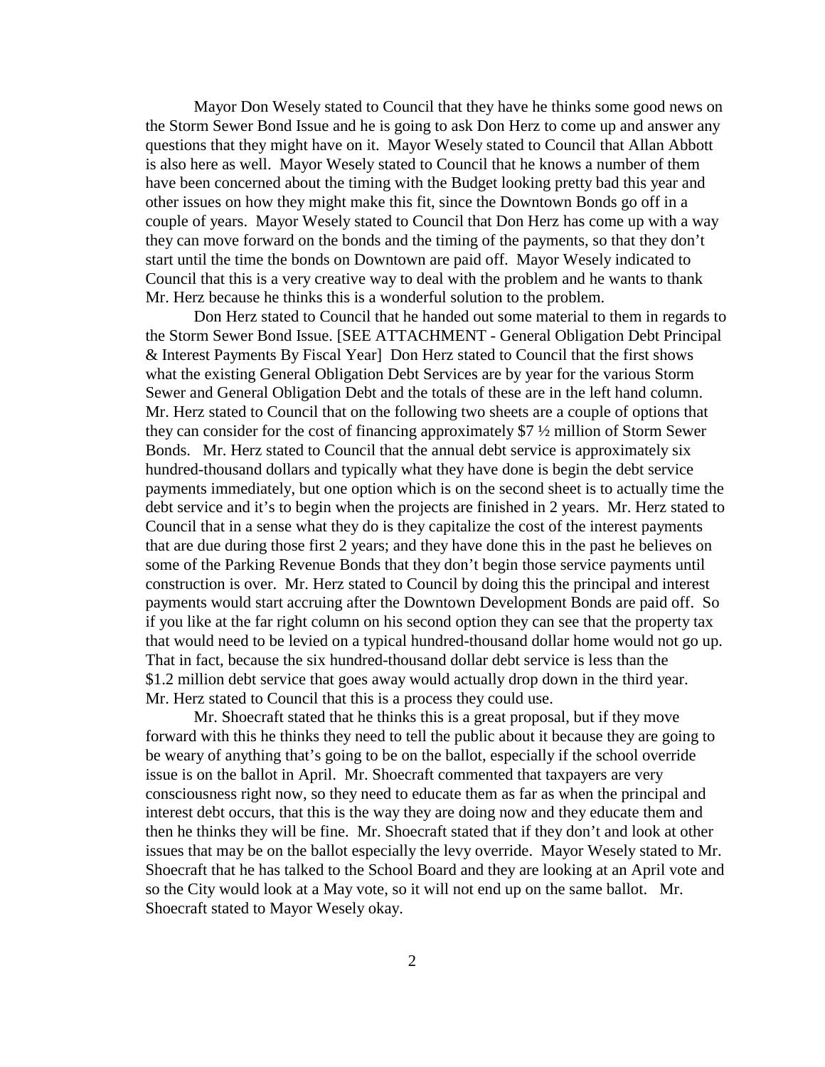Mayor Don Wesely stated to Council that they have he thinks some good news on the Storm Sewer Bond Issue and he is going to ask Don Herz to come up and answer any questions that they might have on it. Mayor Wesely stated to Council that Allan Abbott is also here as well. Mayor Wesely stated to Council that he knows a number of them have been concerned about the timing with the Budget looking pretty bad this year and other issues on how they might make this fit, since the Downtown Bonds go off in a couple of years. Mayor Wesely stated to Council that Don Herz has come up with a way they can move forward on the bonds and the timing of the payments, so that they don't start until the time the bonds on Downtown are paid off. Mayor Wesely indicated to Council that this is a very creative way to deal with the problem and he wants to thank Mr. Herz because he thinks this is a wonderful solution to the problem.

Don Herz stated to Council that he handed out some material to them in regards to the Storm Sewer Bond Issue. [SEE ATTACHMENT - General Obligation Debt Principal & Interest Payments By Fiscal Year] Don Herz stated to Council that the first shows what the existing General Obligation Debt Services are by year for the various Storm Sewer and General Obligation Debt and the totals of these are in the left hand column. Mr. Herz stated to Council that on the following two sheets are a couple of options that they can consider for the cost of financing approximately $7 ½ million of Storm Sewer Bonds. Mr. Herz stated to Council that the annual debt service is approximately six hundred-thousand dollars and typically what they have done is begin the debt service payments immediately, but one option which is on the second sheet is to actually time the debt service and it's to begin when the projects are finished in 2 years. Mr. Herz stated to Council that in a sense what they do is they capitalize the cost of the interest payments that are due during those first 2 years; and they have done this in the past he believes on some of the Parking Revenue Bonds that they don't begin those service payments until construction is over. Mr. Herz stated to Council by doing this the principal and interest payments would start accruing after the Downtown Development Bonds are paid off. So if you like at the far right column on his second option they can see that the property tax that would need to be levied on a typical hundred-thousand dollar home would not go up. That in fact, because the six hundred-thousand dollar debt service is less than the $1.2 million debt service that goes away would actually drop down in the third year. Mr. Herz stated to Council that this is a process they could use.

Mr. Shoecraft stated that he thinks this is a great proposal, but if they move forward with this he thinks they need to tell the public about it because they are going to be weary of anything that's going to be on the ballot, especially if the school override issue is on the ballot in April. Mr. Shoecraft commented that taxpayers are very consciousness right now, so they need to educate them as far as when the principal and interest debt occurs, that this is the way they are doing now and they educate them and then he thinks they will be fine. Mr. Shoecraft stated that if they don't and look at other issues that may be on the ballot especially the levy override. Mayor Wesely stated to Mr. Shoecraft that he has talked to the School Board and they are looking at an April vote and so the City would look at a May vote, so it will not end up on the same ballot. Mr. Shoecraft stated to Mayor Wesely okay.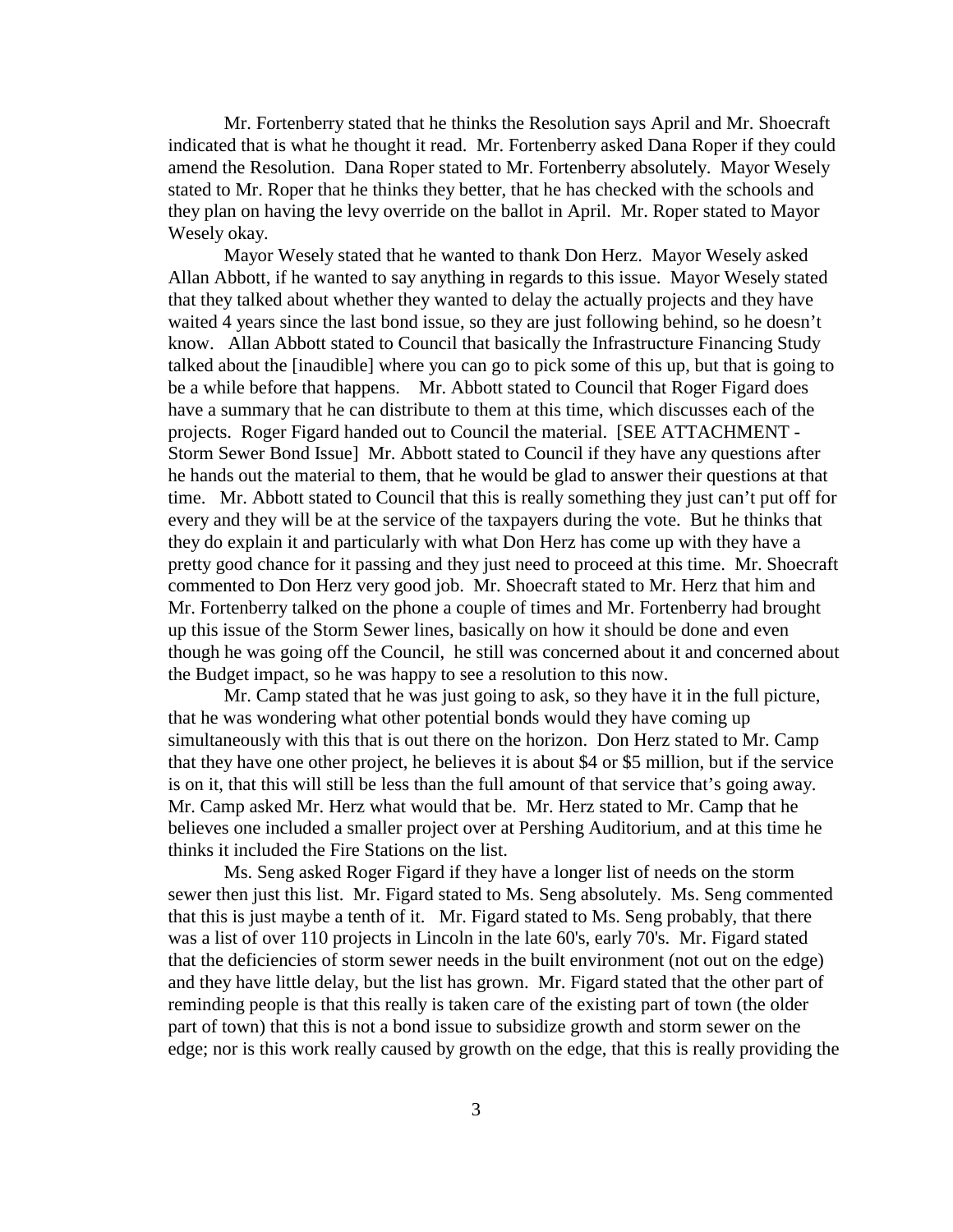Mr. Fortenberry stated that he thinks the Resolution says April and Mr. Shoecraft indicated that is what he thought it read. Mr. Fortenberry asked Dana Roper if they could amend the Resolution. Dana Roper stated to Mr. Fortenberry absolutely. Mayor Wesely stated to Mr. Roper that he thinks they better, that he has checked with the schools and they plan on having the levy override on the ballot in April. Mr. Roper stated to Mayor Wesely okay.

Mayor Wesely stated that he wanted to thank Don Herz. Mayor Wesely asked Allan Abbott, if he wanted to say anything in regards to this issue. Mayor Wesely stated that they talked about whether they wanted to delay the actually projects and they have waited 4 years since the last bond issue, so they are just following behind, so he doesn't know. Allan Abbott stated to Council that basically the Infrastructure Financing Study talked about the [inaudible] where you can go to pick some of this up, but that is going to be a while before that happens. Mr. Abbott stated to Council that Roger Figard does have a summary that he can distribute to them at this time, which discusses each of the projects. Roger Figard handed out to Council the material. [SEE ATTACHMENT - Storm Sewer Bond Issue] Mr. Abbott stated to Council if they have any questions after he hands out the material to them, that he would be glad to answer their questions at that time. Mr. Abbott stated to Council that this is really something they just can't put off for every and they will be at the service of the taxpayers during the vote. But he thinks that they do explain it and particularly with what Don Herz has come up with they have a pretty good chance for it passing and they just need to proceed at this time. Mr. Shoecraft commented to Don Herz very good job. Mr. Shoecraft stated to Mr. Herz that him and Mr. Fortenberry talked on the phone a couple of times and Mr. Fortenberry had brought up this issue of the Storm Sewer lines, basically on how it should be done and even though he was going off the Council, he still was concerned about it and concerned about the Budget impact, so he was happy to see a resolution to this now.

Mr. Camp stated that he was just going to ask, so they have it in the full picture, that he was wondering what other potential bonds would they have coming up simultaneously with this that is out there on the horizon. Don Herz stated to Mr. Camp that they have one other project, he believes it is about $4 or $5 million, but if the service is on it, that this will still be less than the full amount of that service that's going away. Mr. Camp asked Mr. Herz what would that be. Mr. Herz stated to Mr. Camp that he believes one included a smaller project over at Pershing Auditorium, and at this time he thinks it included the Fire Stations on the list.

Ms. Seng asked Roger Figard if they have a longer list of needs on the storm sewer then just this list. Mr. Figard stated to Ms. Seng absolutely. Ms. Seng commented that this is just maybe a tenth of it. Mr. Figard stated to Ms. Seng probably, that there was a list of over 110 projects in Lincoln in the late 60's, early 70's. Mr. Figard stated that the deficiencies of storm sewer needs in the built environment (not out on the edge) and they have little delay, but the list has grown. Mr. Figard stated that the other part of reminding people is that this really is taken care of the existing part of town (the older part of town) that this is not a bond issue to subsidize growth and storm sewer on the edge; nor is this work really caused by growth on the edge, that this is really providing the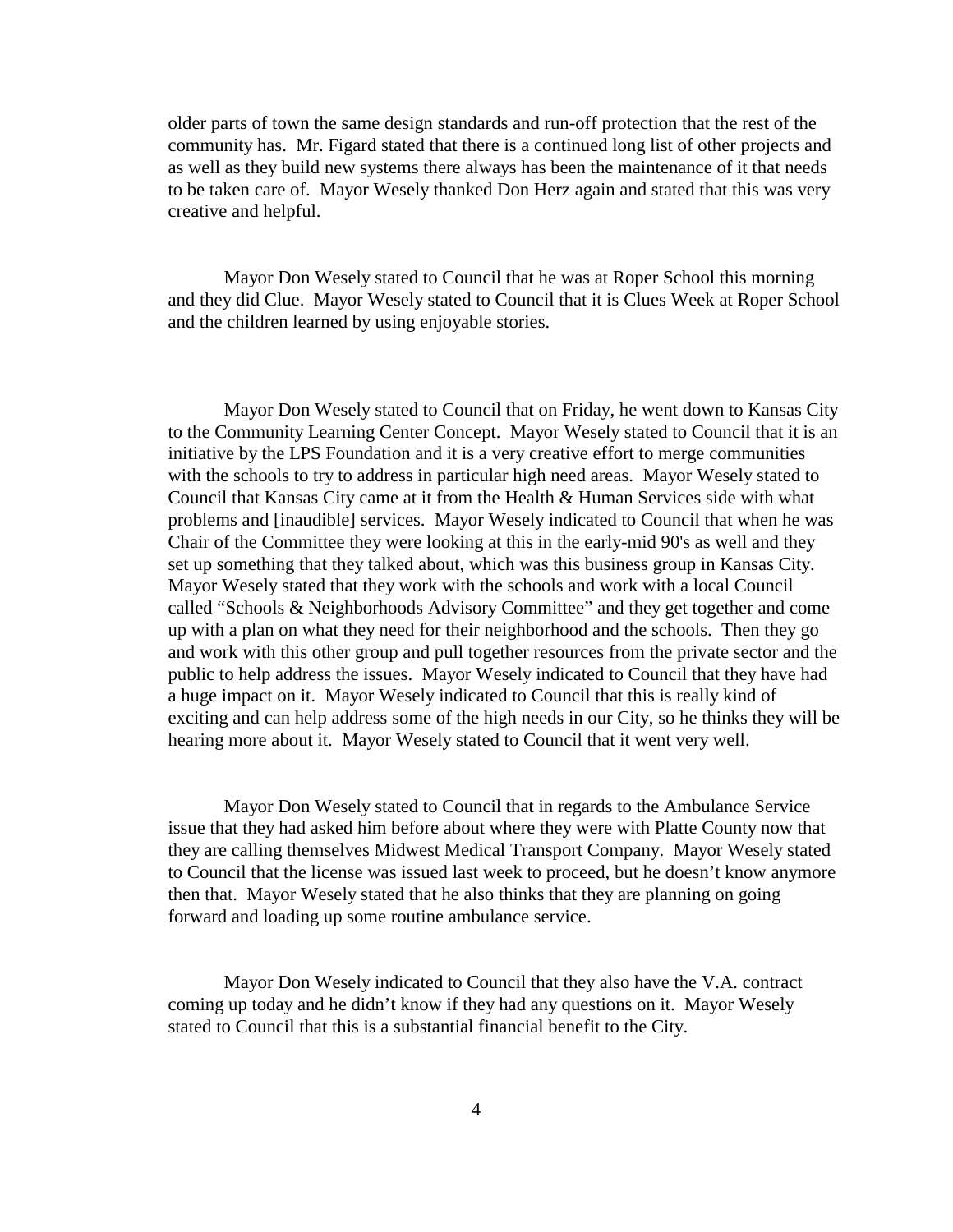older parts of town the same design standards and run-off protection that the rest of the community has. Mr. Figard stated that there is a continued long list of other projects and as well as they build new systems there always has been the maintenance of it that needs to be taken care of. Mayor Wesely thanked Don Herz again and stated that this was very creative and helpful.

Mayor Don Wesely stated to Council that he was at Roper School this morning and they did Clue. Mayor Wesely stated to Council that it is Clues Week at Roper School and the children learned by using enjoyable stories.

Mayor Don Wesely stated to Council that on Friday, he went down to Kansas City to the Community Learning Center Concept. Mayor Wesely stated to Council that it is an initiative by the LPS Foundation and it is a very creative effort to merge communities with the schools to try to address in particular high need areas. Mayor Wesely stated to Council that Kansas City came at it from the Health & Human Services side with what problems and [inaudible] services. Mayor Wesely indicated to Council that when he was Chair of the Committee they were looking at this in the early-mid 90's as well and they set up something that they talked about, which was this business group in Kansas City. Mayor Wesely stated that they work with the schools and work with a local Council called "Schools & Neighborhoods Advisory Committee" and they get together and come up with a plan on what they need for their neighborhood and the schools. Then they go and work with this other group and pull together resources from the private sector and the public to help address the issues. Mayor Wesely indicated to Council that they have had a huge impact on it. Mayor Wesely indicated to Council that this is really kind of exciting and can help address some of the high needs in our City, so he thinks they will be hearing more about it. Mayor Wesely stated to Council that it went very well.

Mayor Don Wesely stated to Council that in regards to the Ambulance Service issue that they had asked him before about where they were with Platte County now that they are calling themselves Midwest Medical Transport Company. Mayor Wesely stated to Council that the license was issued last week to proceed, but he doesn't know anymore then that. Mayor Wesely stated that he also thinks that they are planning on going forward and loading up some routine ambulance service.

Mayor Don Wesely indicated to Council that they also have the V.A. contract coming up today and he didn't know if they had any questions on it. Mayor Wesely stated to Council that this is a substantial financial benefit to the City.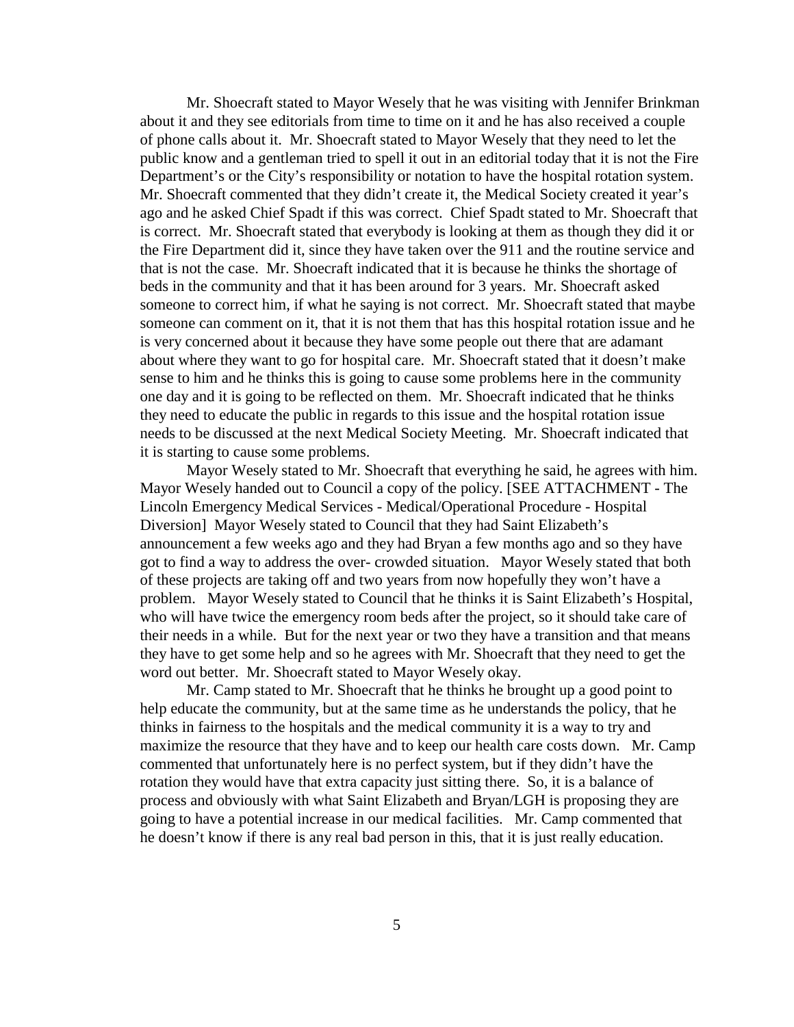Mr. Shoecraft stated to Mayor Wesely that he was visiting with Jennifer Brinkman about it and they see editorials from time to time on it and he has also received a couple of phone calls about it. Mr. Shoecraft stated to Mayor Wesely that they need to let the public know and a gentleman tried to spell it out in an editorial today that it is not the Fire Department's or the City's responsibility or notation to have the hospital rotation system. Mr. Shoecraft commented that they didn't create it, the Medical Society created it year's ago and he asked Chief Spadt if this was correct. Chief Spadt stated to Mr. Shoecraft that is correct. Mr. Shoecraft stated that everybody is looking at them as though they did it or the Fire Department did it, since they have taken over the 911 and the routine service and that is not the case. Mr. Shoecraft indicated that it is because he thinks the shortage of beds in the community and that it has been around for 3 years. Mr. Shoecraft asked someone to correct him, if what he saying is not correct. Mr. Shoecraft stated that maybe someone can comment on it, that it is not them that has this hospital rotation issue and he is very concerned about it because they have some people out there that are adamant about where they want to go for hospital care. Mr. Shoecraft stated that it doesn't make sense to him and he thinks this is going to cause some problems here in the community one day and it is going to be reflected on them. Mr. Shoecraft indicated that he thinks they need to educate the public in regards to this issue and the hospital rotation issue needs to be discussed at the next Medical Society Meeting. Mr. Shoecraft indicated that it is starting to cause some problems.

Mayor Wesely stated to Mr. Shoecraft that everything he said, he agrees with him. Mayor Wesely handed out to Council a copy of the policy. [SEE ATTACHMENT - The Lincoln Emergency Medical Services - Medical/Operational Procedure - Hospital Diversion] Mayor Wesely stated to Council that they had Saint Elizabeth's announcement a few weeks ago and they had Bryan a few months ago and so they have got to find a way to address the over- crowded situation. Mayor Wesely stated that both of these projects are taking off and two years from now hopefully they won't have a problem. Mayor Wesely stated to Council that he thinks it is Saint Elizabeth's Hospital, who will have twice the emergency room beds after the project, so it should take care of their needs in a while. But for the next year or two they have a transition and that means they have to get some help and so he agrees with Mr. Shoecraft that they need to get the word out better. Mr. Shoecraft stated to Mayor Wesely okay.

Mr. Camp stated to Mr. Shoecraft that he thinks he brought up a good point to help educate the community, but at the same time as he understands the policy, that he thinks in fairness to the hospitals and the medical community it is a way to try and maximize the resource that they have and to keep our health care costs down. Mr. Camp commented that unfortunately here is no perfect system, but if they didn't have the rotation they would have that extra capacity just sitting there. So, it is a balance of process and obviously with what Saint Elizabeth and Bryan/LGH is proposing they are going to have a potential increase in our medical facilities. Mr. Camp commented that he doesn't know if there is any real bad person in this, that it is just really education.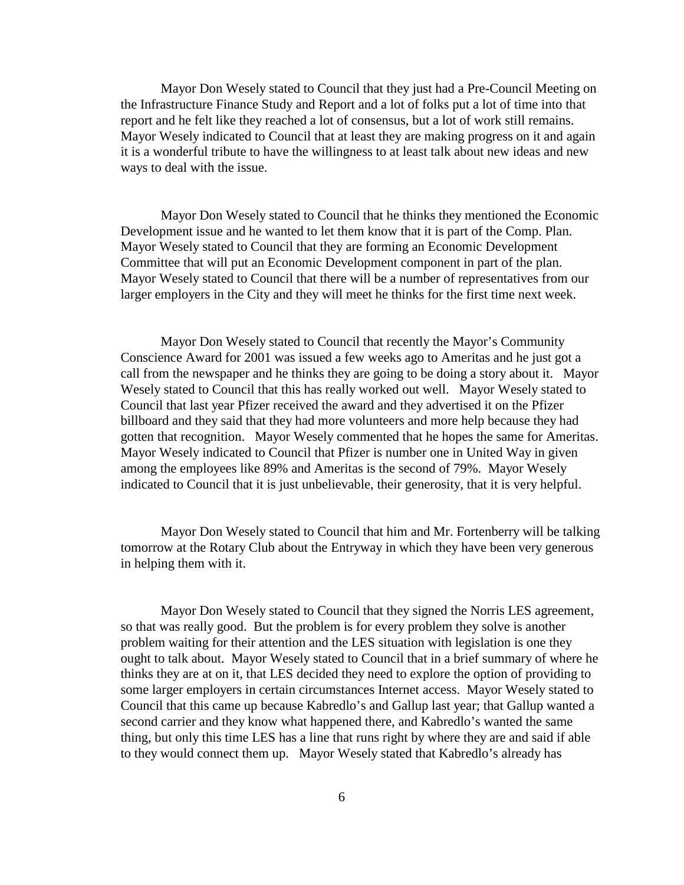Mayor Don Wesely stated to Council that they just had a Pre-Council Meeting on the Infrastructure Finance Study and Report and a lot of folks put a lot of time into that report and he felt like they reached a lot of consensus, but a lot of work still remains. Mayor Wesely indicated to Council that at least they are making progress on it and again it is a wonderful tribute to have the willingness to at least talk about new ideas and new ways to deal with the issue.

Mayor Don Wesely stated to Council that he thinks they mentioned the Economic Development issue and he wanted to let them know that it is part of the Comp. Plan. Mayor Wesely stated to Council that they are forming an Economic Development Committee that will put an Economic Development component in part of the plan. Mayor Wesely stated to Council that there will be a number of representatives from our larger employers in the City and they will meet he thinks for the first time next week.

Mayor Don Wesely stated to Council that recently the Mayor's Community Conscience Award for 2001 was issued a few weeks ago to Ameritas and he just got a call from the newspaper and he thinks they are going to be doing a story about it. Mayor Wesely stated to Council that this has really worked out well. Mayor Wesely stated to Council that last year Pfizer received the award and they advertised it on the Pfizer billboard and they said that they had more volunteers and more help because they had gotten that recognition. Mayor Wesely commented that he hopes the same for Ameritas. Mayor Wesely indicated to Council that Pfizer is number one in United Way in given among the employees like 89% and Ameritas is the second of 79%. Mayor Wesely indicated to Council that it is just unbelievable, their generosity, that it is very helpful.

Mayor Don Wesely stated to Council that him and Mr. Fortenberry will be talking tomorrow at the Rotary Club about the Entryway in which they have been very generous in helping them with it.

Mayor Don Wesely stated to Council that they signed the Norris LES agreement, so that was really good. But the problem is for every problem they solve is another problem waiting for their attention and the LES situation with legislation is one they ought to talk about. Mayor Wesely stated to Council that in a brief summary of where he thinks they are at on it, that LES decided they need to explore the option of providing to some larger employers in certain circumstances Internet access. Mayor Wesely stated to Council that this came up because Kabredlo's and Gallup last year; that Gallup wanted a second carrier and they know what happened there, and Kabredlo's wanted the same thing, but only this time LES has a line that runs right by where they are and said if able to they would connect them up. Mayor Wesely stated that Kabredlo's already has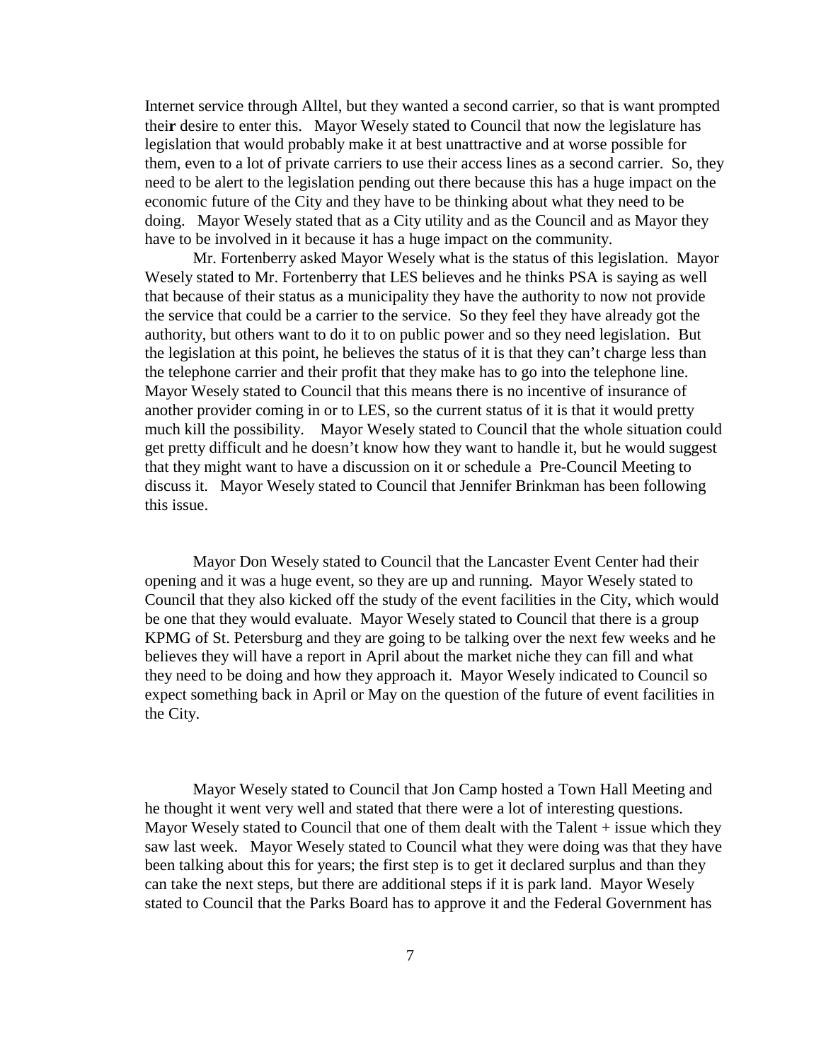Internet service through Alltel, but they wanted a second carrier, so that is want prompted thei**r** desire to enter this.   Mayor Wesely stated to Council that now the legislature has legislation that would probably make it at best unattractive and at worse possible for them, even to a lot of private carriers to use their access lines as a second carrier.  So, they need to be alert to the legislation pending out there because this has a huge impact on the economic future of the City and they have to be thinking about what they need to be doing.   Mayor Wesely stated that as a City utility and as the Council and as Mayor they have to be involved in it because it has a huge impact on the community.

Mr. Fortenberry asked Mayor Wesely what is the status of this legislation.  Mayor Wesely stated to Mr. Fortenberry that LES believes and he thinks PSA is saying as well that because of their status as a municipality they have the authority to now not provide the service that could be a carrier to the service.  So they feel they have already got the authority, but others want to do it to on public power and so they need legislation.  But the legislation at this point, he believes the status of it is that they can't charge less than the telephone carrier and their profit that they make has to go into the telephone line.  Mayor Wesely stated to Council that this means there is no incentive of insurance of another provider coming in or to LES, so the current status of it is that it would pretty much kill the possibility.    Mayor Wesely stated to Council that the whole situation could get pretty difficult and he doesn't know how they want to handle it, but he would suggest that they might want to have a discussion on it or schedule a  Pre-Council Meeting to discuss it.   Mayor Wesely stated to Council that Jennifer Brinkman has been following this issue.

Mayor Don Wesely stated to Council that the Lancaster Event Center had their opening and it was a huge event, so they are up and running.  Mayor Wesely stated to Council that they also kicked off the study of the event facilities in the City, which would be one that they would evaluate.  Mayor Wesely stated to Council that there is a group KPMG of St. Petersburg and they are going to be talking over the next few weeks and he believes they will have a report in April about the market niche they can fill and what they need to be doing and how they approach it.  Mayor Wesely indicated to Council so expect something back in April or May on the question of the future of event facilities in the City.

Mayor Wesely stated to Council that Jon Camp hosted a Town Hall Meeting and he thought it went very well and stated that there were a lot of interesting questions.  Mayor Wesely stated to Council that one of them dealt with the Talent + issue which they saw last week.   Mayor Wesely stated to Council what they were doing was that they have been talking about this for years; the first step is to get it declared surplus and than they can take the next steps, but there are additional steps if it is park land.  Mayor Wesely stated to Council that the Parks Board has to approve it and the Federal Government has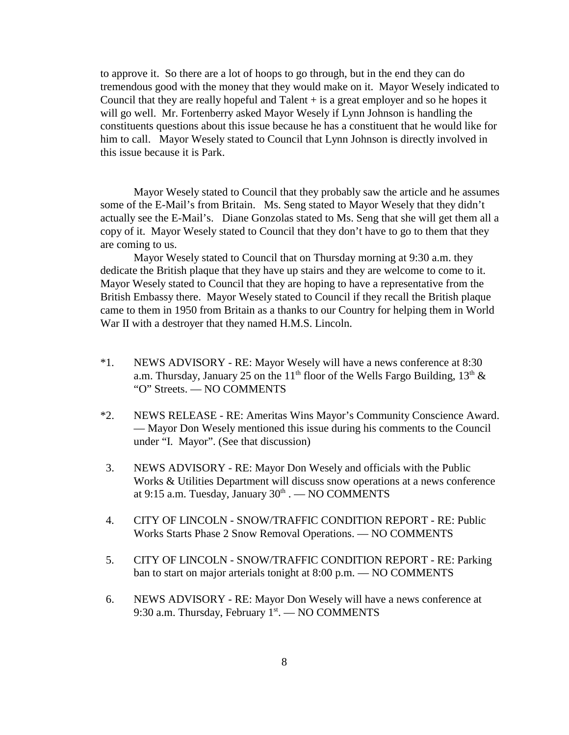to approve it. So there are a lot of hoops to go through, but in the end they can do tremendous good with the money that they would make on it. Mayor Wesely indicated to Council that they are really hopeful and Talent + is a great employer and so he hopes it will go well. Mr. Fortenberry asked Mayor Wesely if Lynn Johnson is handling the constituents questions about this issue because he has a constituent that he would like for him to call. Mayor Wesely stated to Council that Lynn Johnson is directly involved in this issue because it is Park.

Mayor Wesely stated to Council that they probably saw the article and he assumes some of the E-Mail's from Britain. Ms. Seng stated to Mayor Wesely that they didn't actually see the E-Mail's. Diane Gonzolas stated to Ms. Seng that she will get them all a copy of it. Mayor Wesely stated to Council that they don't have to go to them that they are coming to us.

Mayor Wesely stated to Council that on Thursday morning at 9:30 a.m. they dedicate the British plaque that they have up stairs and they are welcome to come to it. Mayor Wesely stated to Council that they are hoping to have a representative from the British Embassy there. Mayor Wesely stated to Council if they recall the British plaque came to them in 1950 from Britain as a thanks to our Country for helping them in World War II with a destroyer that they named H.M.S. Lincoln.

*1. NEWS ADVISORY - RE: Mayor Wesely will have a news conference at 8:30 a.m. Thursday, January 25 on the 11th floor of the Wells Fargo Building, 13th & "O" Streets. — NO COMMENTS

*2. NEWS RELEASE - RE: Ameritas Wins Mayor's Community Conscience Award. — Mayor Don Wesely mentioned this issue during his comments to the Council under "I. Mayor". (See that discussion)

3. NEWS ADVISORY - RE: Mayor Don Wesely and officials with the Public Works & Utilities Department will discuss snow operations at a news conference at 9:15 a.m. Tuesday, January 30th . — NO COMMENTS

4. CITY OF LINCOLN - SNOW/TRAFFIC CONDITION REPORT - RE: Public Works Starts Phase 2 Snow Removal Operations. — NO COMMENTS

5. CITY OF LINCOLN - SNOW/TRAFFIC CONDITION REPORT - RE: Parking ban to start on major arterials tonight at 8:00 p.m. — NO COMMENTS

6. NEWS ADVISORY - RE: Mayor Don Wesely will have a news conference at 9:30 a.m. Thursday, February 1st. — NO COMMENTS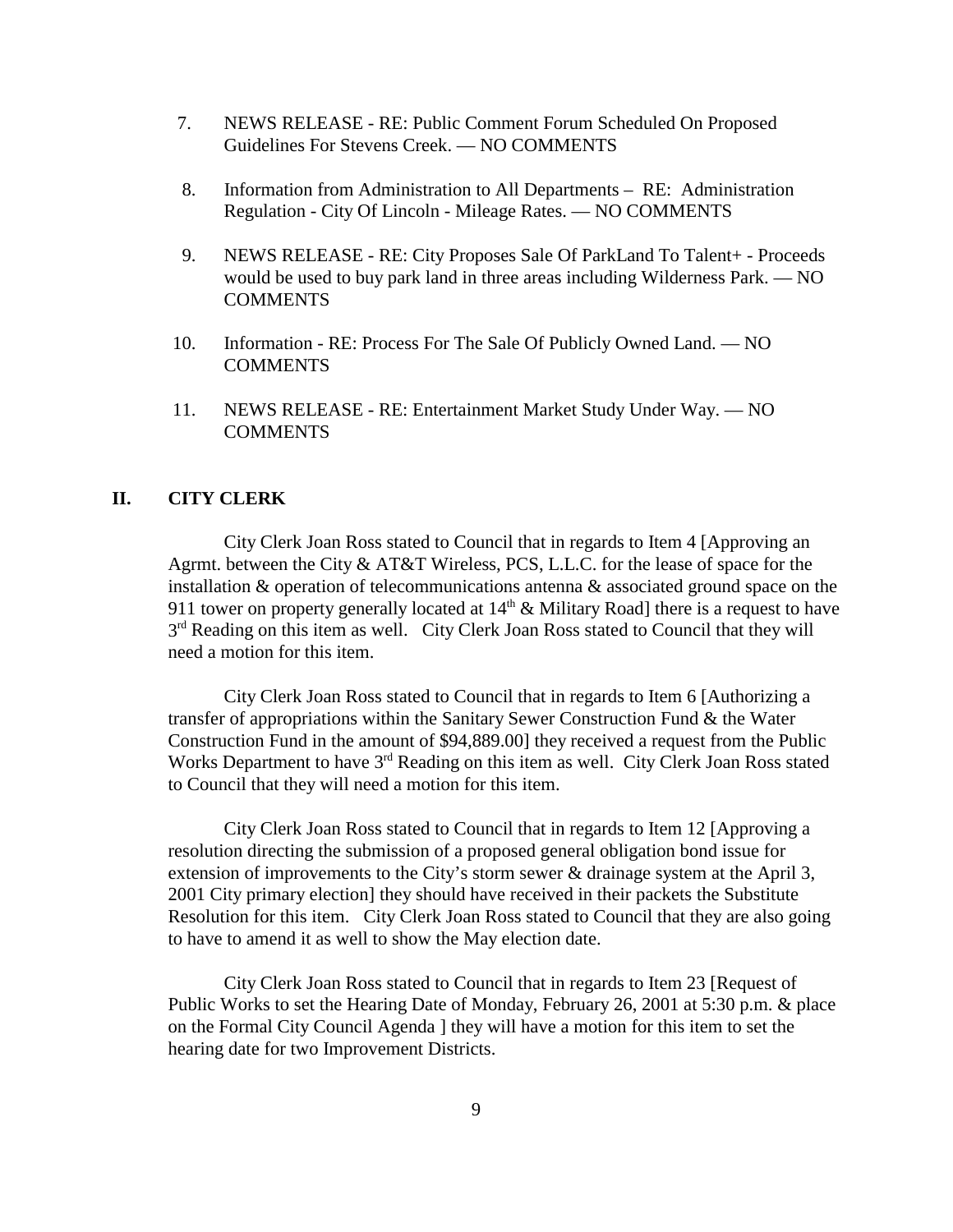7. NEWS RELEASE - RE: Public Comment Forum Scheduled On Proposed Guidelines For Stevens Creek. — NO COMMENTS

8. Information from Administration to All Departments – RE: Administration Regulation - City Of Lincoln - Mileage Rates. — NO COMMENTS

9. NEWS RELEASE - RE: City Proposes Sale Of ParkLand To Talent+ - Proceeds would be used to buy park land in three areas including Wilderness Park. — NO COMMENTS

10. Information - RE: Process For The Sale Of Publicly Owned Land. — NO COMMENTS

11. NEWS RELEASE - RE: Entertainment Market Study Under Way. — NO COMMENTS

## II. CITY CLERK

City Clerk Joan Ross stated to Council that in regards to Item 4 [Approving an Agrmt. between the City & AT&T Wireless, PCS, L.L.C. for the lease of space for the installation & operation of telecommunications antenna & associated ground space on the 911 tower on property generally located at 14th & Military Road] there is a request to have 3rd Reading on this item as well. City Clerk Joan Ross stated to Council that they will need a motion for this item.

City Clerk Joan Ross stated to Council that in regards to Item 6 [Authorizing a transfer of appropriations within the Sanitary Sewer Construction Fund & the Water Construction Fund in the amount of $94,889.00] they received a request from the Public Works Department to have 3rd Reading on this item as well. City Clerk Joan Ross stated to Council that they will need a motion for this item.

City Clerk Joan Ross stated to Council that in regards to Item 12 [Approving a resolution directing the submission of a proposed general obligation bond issue for extension of improvements to the City's storm sewer & drainage system at the April 3, 2001 City primary election] they should have received in their packets the Substitute Resolution for this item. City Clerk Joan Ross stated to Council that they are also going to have to amend it as well to show the May election date.

City Clerk Joan Ross stated to Council that in regards to Item 23 [Request of Public Works to set the Hearing Date of Monday, February 26, 2001 at 5:30 p.m. & place on the Formal City Council Agenda ] they will have a motion for this item to set the hearing date for two Improvement Districts.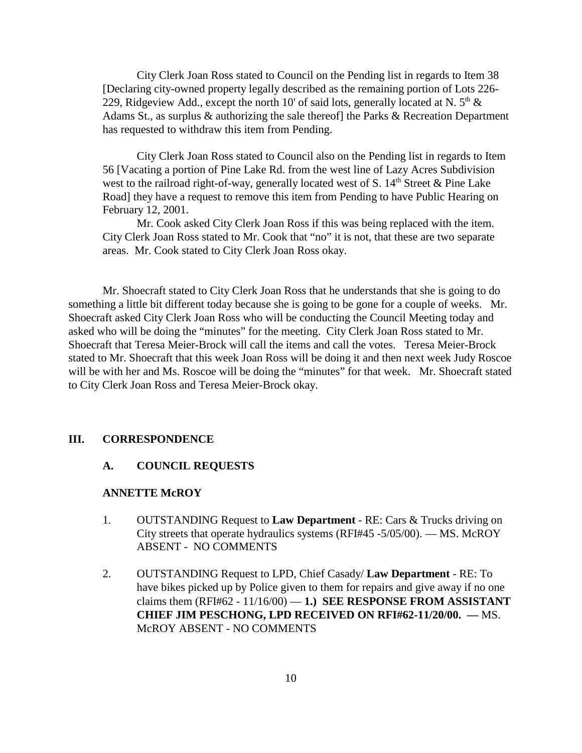City Clerk Joan Ross stated to Council on the Pending list in regards to Item 38 [Declaring city-owned property legally described as the remaining portion of Lots 226-229, Ridgeview Add., except the north 10' of said lots, generally located at N. 5th & Adams St., as surplus & authorizing the sale thereof] the Parks & Recreation Department has requested to withdraw this item from Pending.

City Clerk Joan Ross stated to Council also on the Pending list in regards to Item 56 [Vacating a portion of Pine Lake Rd. from the west line of Lazy Acres Subdivision west to the railroad right-of-way, generally located west of S. 14th Street & Pine Lake Road] they have a request to remove this item from Pending to have Public Hearing on February 12, 2001.

Mr. Cook asked City Clerk Joan Ross if this was being replaced with the item. City Clerk Joan Ross stated to Mr. Cook that "no" it is not, that these are two separate areas. Mr. Cook stated to City Clerk Joan Ross okay.

Mr. Shoecraft stated to City Clerk Joan Ross that he understands that she is going to do something a little bit different today because she is going to be gone for a couple of weeks. Mr. Shoecraft asked City Clerk Joan Ross who will be conducting the Council Meeting today and asked who will be doing the "minutes" for the meeting. City Clerk Joan Ross stated to Mr. Shoecraft that Teresa Meier-Brock will call the items and call the votes. Teresa Meier-Brock stated to Mr. Shoecraft that this week Joan Ross will be doing it and then next week Judy Roscoe will be with her and Ms. Roscoe will be doing the "minutes" for that week. Mr. Shoecraft stated to City Clerk Joan Ross and Teresa Meier-Brock okay.

## III. CORRESPONDENCE

### A. COUNCIL REQUESTS

**ANNETTE McROY**

1. OUTSTANDING Request to **Law Department** - RE: Cars & Trucks driving on City streets that operate hydraulics systems (RFI#45 -5/05/00). — MS. McROY ABSENT - NO COMMENTS

2. OUTSTANDING Request to LPD, Chief Casady/ **Law Department** - RE: To have bikes picked up by Police given to them for repairs and give away if no one claims them (RFI#62 - 11/16/00) — **1.) SEE RESPONSE FROM ASSISTANT CHIEF JIM PESCHONG, LPD RECEIVED ON RFI#62-11/20/00. —** MS. McROY ABSENT - NO COMMENTS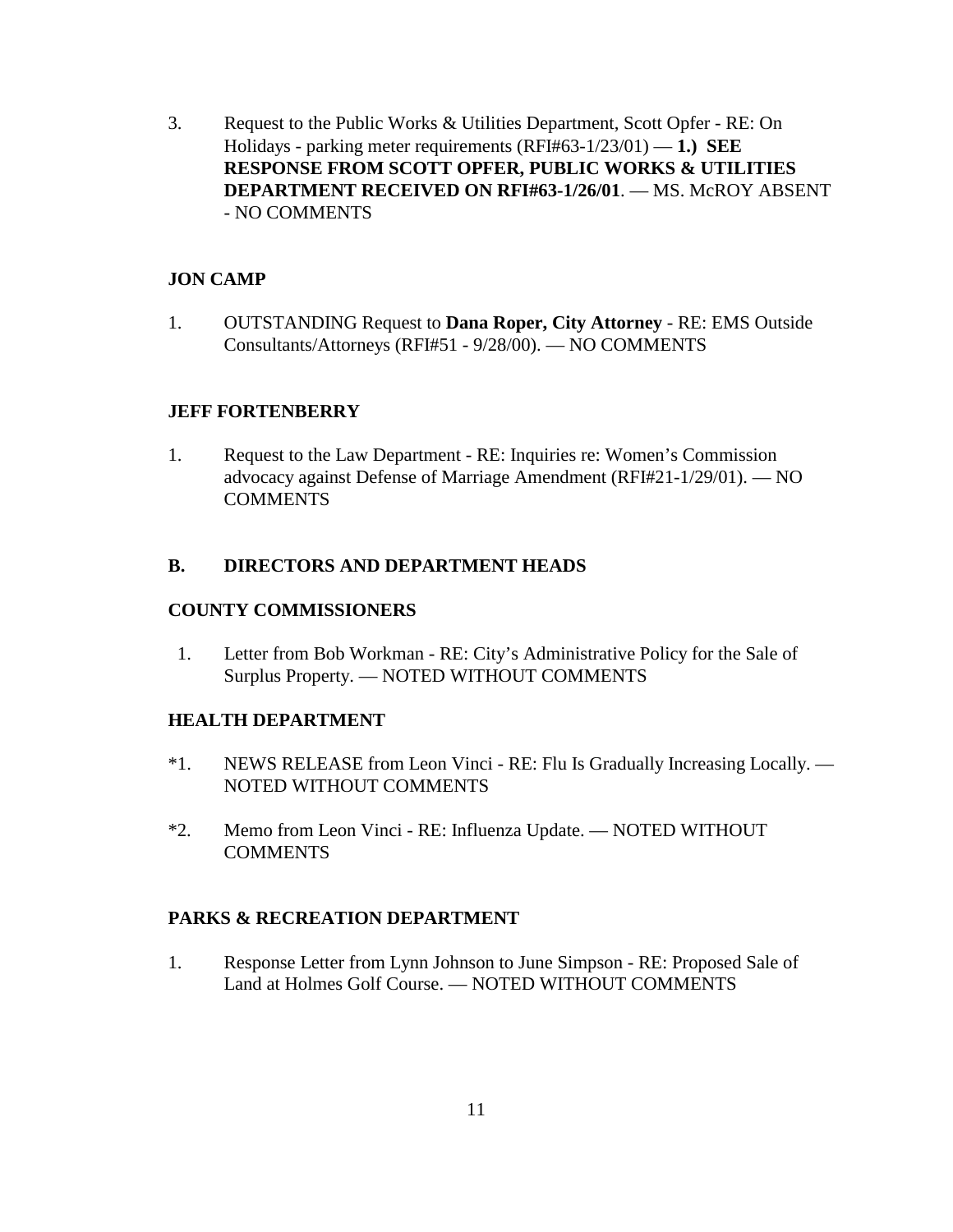3. Request to the Public Works & Utilities Department, Scott Opfer - RE: On Holidays - parking meter requirements (RFI#63-1/23/01) — **1.) SEE RESPONSE FROM SCOTT OPFER, PUBLIC WORKS & UTILITIES DEPARTMENT RECEIVED ON RFI#63-1/26/01**. — MS. McROY ABSENT - NO COMMENTS

**JON CAMP**

1. OUTSTANDING Request to **Dana Roper, City Attorney** - RE: EMS Outside Consultants/Attorneys (RFI#51 - 9/28/00). — NO COMMENTS

**JEFF FORTENBERRY**

1. Request to the Law Department - RE: Inquiries re: Women's Commission advocacy against Defense of Marriage Amendment (RFI#21-1/29/01). — NO COMMENTS

**B. DIRECTORS AND DEPARTMENT HEADS**

**COUNTY COMMISSIONERS**

1. Letter from Bob Workman - RE: City's Administrative Policy for the Sale of Surplus Property. — NOTED WITHOUT COMMENTS

**HEALTH DEPARTMENT**

*1. NEWS RELEASE from Leon Vinci - RE: Flu Is Gradually Increasing Locally. — NOTED WITHOUT COMMENTS

*2. Memo from Leon Vinci - RE: Influenza Update. — NOTED WITHOUT COMMENTS

**PARKS & RECREATION DEPARTMENT**

1. Response Letter from Lynn Johnson to June Simpson - RE: Proposed Sale of Land at Holmes Golf Course. — NOTED WITHOUT COMMENTS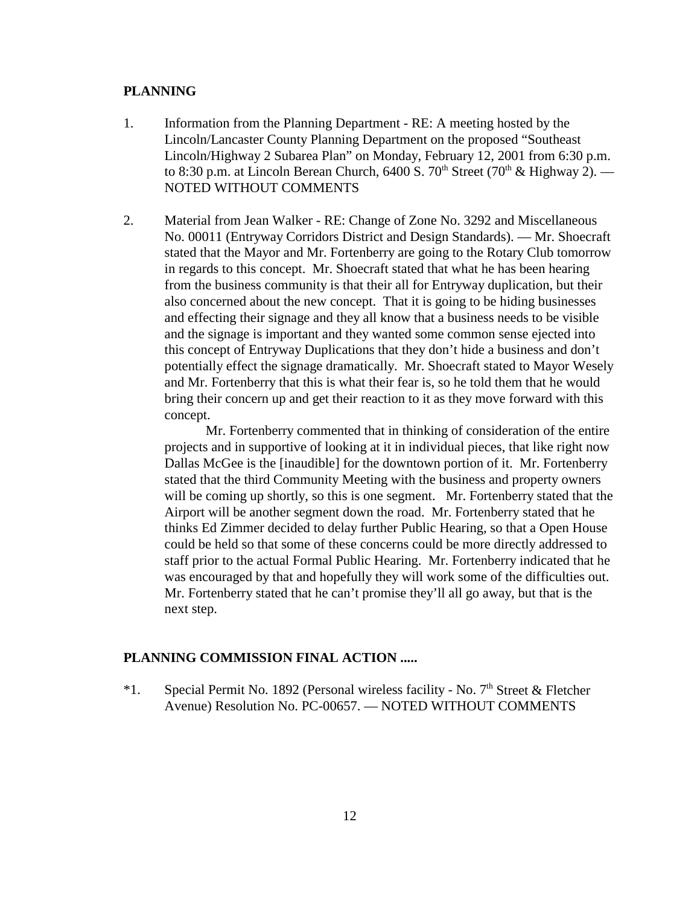**PLANNING**

1. Information from the Planning Department - RE: A meeting hosted by the Lincoln/Lancaster County Planning Department on the proposed "Southeast Lincoln/Highway 2 Subarea Plan" on Monday, February 12, 2001 from 6:30 p.m. to 8:30 p.m. at Lincoln Berean Church, 6400 S. 70th Street (70th & Highway 2). — NOTED WITHOUT COMMENTS

2. Material from Jean Walker - RE: Change of Zone No. 3292 and Miscellaneous No. 00011 (Entryway Corridors District and Design Standards). — Mr. Shoecraft stated that the Mayor and Mr. Fortenberry are going to the Rotary Club tomorrow in regards to this concept. Mr. Shoecraft stated that what he has been hearing from the business community is that their all for Entryway duplication, but their also concerned about the new concept. That it is going to be hiding businesses and effecting their signage and they all know that a business needs to be visible and the signage is important and they wanted some common sense ejected into this concept of Entryway Duplications that they don't hide a business and don't potentially effect the signage dramatically. Mr. Shoecraft stated to Mayor Wesely and Mr. Fortenberry that this is what their fear is, so he told them that he would bring their concern up and get their reaction to it as they move forward with this concept.

   Mr. Fortenberry commented that in thinking of consideration of the entire projects and in supportive of looking at it in individual pieces, that like right now Dallas McGee is the [inaudible] for the downtown portion of it. Mr. Fortenberry stated that the third Community Meeting with the business and property owners will be coming up shortly, so this is one segment. Mr. Fortenberry stated that the Airport will be another segment down the road. Mr. Fortenberry stated that he thinks Ed Zimmer decided to delay further Public Hearing, so that a Open House could be held so that some of these concerns could be more directly addressed to staff prior to the actual Formal Public Hearing. Mr. Fortenberry indicated that he was encouraged by that and hopefully they will work some of the difficulties out. Mr. Fortenberry stated that he can't promise they'll all go away, but that is the next step.

**PLANNING COMMISSION FINAL ACTION .....**

*1. Special Permit No. 1892 (Personal wireless facility - No. 7th Street & Fletcher Avenue) Resolution No. PC-00657. — NOTED WITHOUT COMMENTS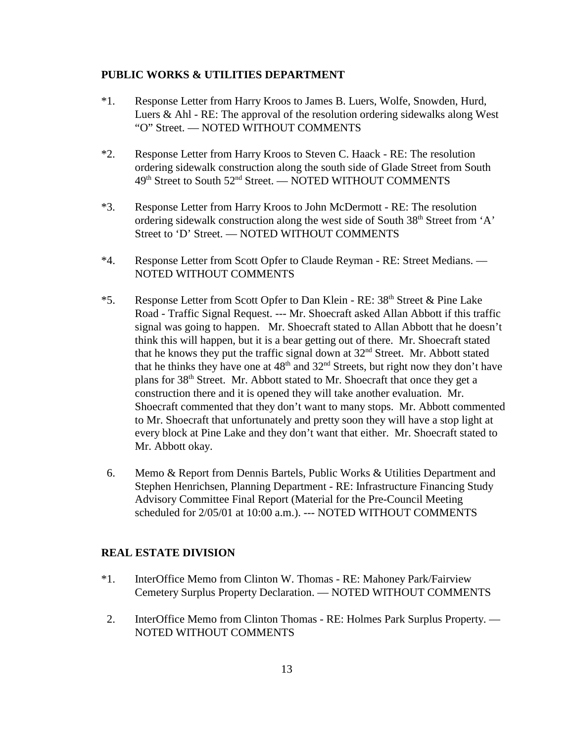**PUBLIC WORKS & UTILITIES DEPARTMENT**

*1. Response Letter from Harry Kroos to James B. Luers, Wolfe, Snowden, Hurd, Luers & Ahl - RE: The approval of the resolution ordering sidewalks along West "O" Street. — NOTED WITHOUT COMMENTS

*2. Response Letter from Harry Kroos to Steven C. Haack - RE: The resolution ordering sidewalk construction along the south side of Glade Street from South 49th Street to South 52nd Street. — NOTED WITHOUT COMMENTS

*3. Response Letter from Harry Kroos to John McDermott - RE: The resolution ordering sidewalk construction along the west side of South 38th Street from 'A' Street to 'D' Street. — NOTED WITHOUT COMMENTS

*4. Response Letter from Scott Opfer to Claude Reyman - RE: Street Medians. — NOTED WITHOUT COMMENTS

*5. Response Letter from Scott Opfer to Dan Klein - RE: 38th Street & Pine Lake Road - Traffic Signal Request. --- Mr. Shoecraft asked Allan Abbott if this traffic signal was going to happen. Mr. Shoecraft stated to Allan Abbott that he doesn't think this will happen, but it is a bear getting out of there. Mr. Shoecraft stated that he knows they put the traffic signal down at 32nd Street. Mr. Abbott stated that he thinks they have one at 48th and 32nd Streets, but right now they don't have plans for 38th Street. Mr. Abbott stated to Mr. Shoecraft that once they get a construction there and it is opened they will take another evaluation. Mr. Shoecraft commented that they don't want to many stops. Mr. Abbott commented to Mr. Shoecraft that unfortunately and pretty soon they will have a stop light at every block at Pine Lake and they don't want that either. Mr. Shoecraft stated to Mr. Abbott okay.

6. Memo & Report from Dennis Bartels, Public Works & Utilities Department and Stephen Henrichsen, Planning Department - RE: Infrastructure Financing Study Advisory Committee Final Report (Material for the Pre-Council Meeting scheduled for 2/05/01 at 10:00 a.m.). --- NOTED WITHOUT COMMENTS

**REAL ESTATE DIVISION**

*1. InterOffice Memo from Clinton W. Thomas - RE: Mahoney Park/Fairview Cemetery Surplus Property Declaration. — NOTED WITHOUT COMMENTS

2. InterOffice Memo from Clinton Thomas - RE: Holmes Park Surplus Property. — NOTED WITHOUT COMMENTS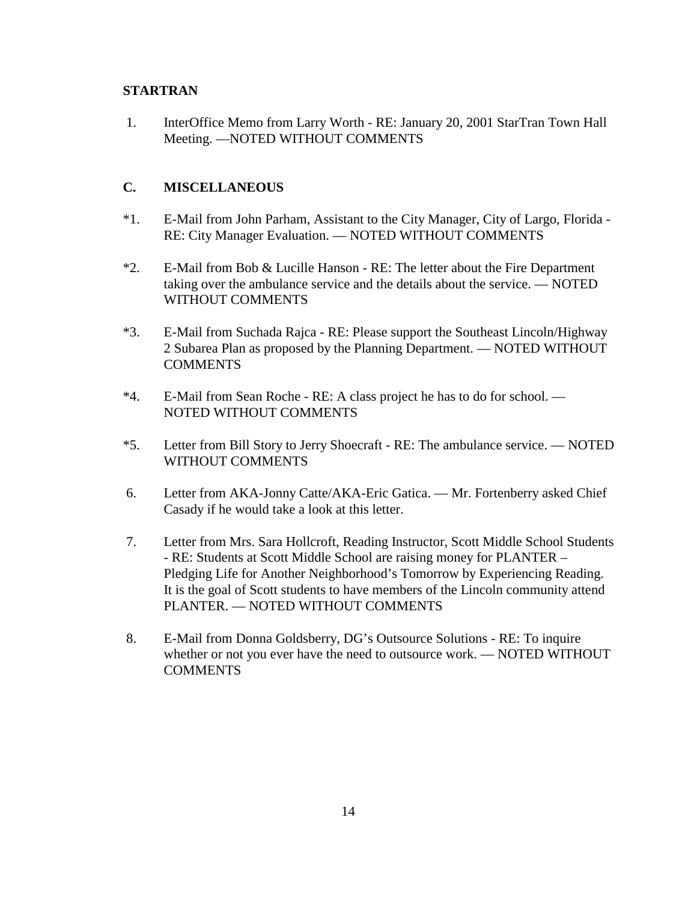**STARTRAN**

1. InterOffice Memo from Larry Worth - RE: January 20, 2001 StarTran Town Hall Meeting. —NOTED WITHOUT COMMENTS

**C. MISCELLANEOUS**

*1. E-Mail from John Parham, Assistant to the City Manager, City of Largo, Florida - RE: City Manager Evaluation. — NOTED WITHOUT COMMENTS

*2. E-Mail from Bob & Lucille Hanson - RE: The letter about the Fire Department taking over the ambulance service and the details about the service. — NOTED WITHOUT COMMENTS

*3. E-Mail from Suchada Rajca - RE: Please support the Southeast Lincoln/Highway 2 Subarea Plan as proposed by the Planning Department. — NOTED WITHOUT COMMENTS

*4. E-Mail from Sean Roche - RE: A class project he has to do for school. — NOTED WITHOUT COMMENTS

*5. Letter from Bill Story to Jerry Shoecraft - RE: The ambulance service. — NOTED WITHOUT COMMENTS

6. Letter from AKA-Jonny Catte/AKA-Eric Gatica. — Mr. Fortenberry asked Chief Casady if he would take a look at this letter.

7. Letter from Mrs. Sara Hollcroft, Reading Instructor, Scott Middle School Students - RE: Students at Scott Middle School are raising money for PLANTER – Pledging Life for Another Neighborhood's Tomorrow by Experiencing Reading. It is the goal of Scott students to have members of the Lincoln community attend PLANTER. — NOTED WITHOUT COMMENTS

8. E-Mail from Donna Goldsberry, DG's Outsource Solutions - RE: To inquire whether or not you ever have the need to outsource work. — NOTED WITHOUT COMMENTS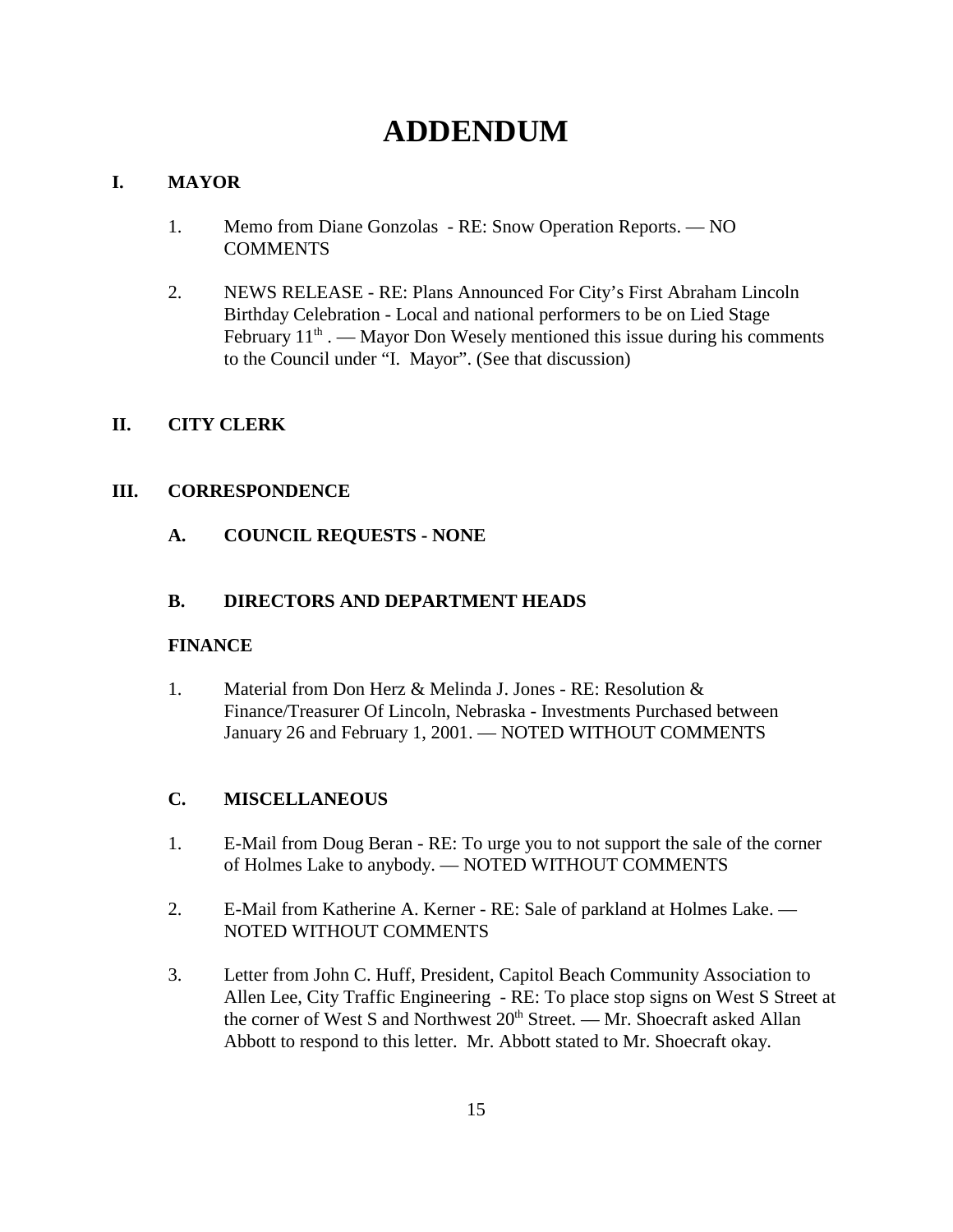# ADDENDUM

## I. MAYOR

1. Memo from Diane Gonzolas - RE: Snow Operation Reports. — NO COMMENTS

2. NEWS RELEASE - RE: Plans Announced For City's First Abraham Lincoln Birthday Celebration - Local and national performers to be on Lied Stage February 11th . — Mayor Don Wesely mentioned this issue during his comments to the Council under "I. Mayor". (See that discussion)

## II. CITY CLERK

## III. CORRESPONDENCE

### A. COUNCIL REQUESTS - NONE

### B. DIRECTORS AND DEPARTMENT HEADS

**FINANCE**

1. Material from Don Herz & Melinda J. Jones - RE: Resolution & Finance/Treasurer Of Lincoln, Nebraska - Investments Purchased between January 26 and February 1, 2001. — NOTED WITHOUT COMMENTS

### C. MISCELLANEOUS

1. E-Mail from Doug Beran - RE: To urge you to not support the sale of the corner of Holmes Lake to anybody. — NOTED WITHOUT COMMENTS

2. E-Mail from Katherine A. Kerner - RE: Sale of parkland at Holmes Lake. — NOTED WITHOUT COMMENTS

3. Letter from John C. Huff, President, Capitol Beach Community Association to Allen Lee, City Traffic Engineering - RE: To place stop signs on West S Street at the corner of West S and Northwest 20th Street. — Mr. Shoecraft asked Allan Abbott to respond to this letter. Mr. Abbott stated to Mr. Shoecraft okay.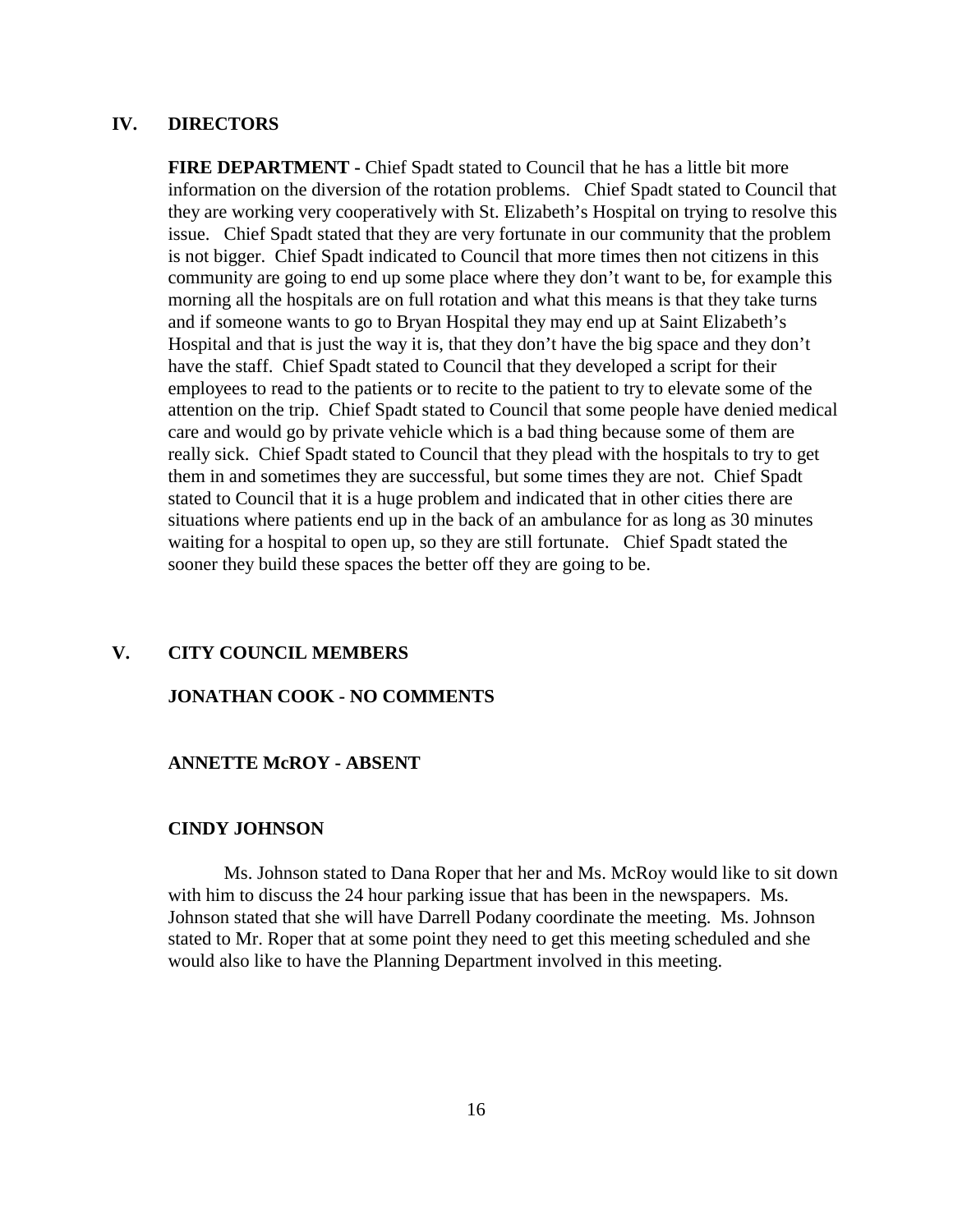## IV. DIRECTORS

**FIRE DEPARTMENT -** Chief Spadt stated to Council that he has a little bit more information on the diversion of the rotation problems. Chief Spadt stated to Council that they are working very cooperatively with St. Elizabeth's Hospital on trying to resolve this issue. Chief Spadt stated that they are very fortunate in our community that the problem is not bigger. Chief Spadt indicated to Council that more times then not citizens in this community are going to end up some place where they don't want to be, for example this morning all the hospitals are on full rotation and what this means is that they take turns and if someone wants to go to Bryan Hospital they may end up at Saint Elizabeth's Hospital and that is just the way it is, that they don't have the big space and they don't have the staff. Chief Spadt stated to Council that they developed a script for their employees to read to the patients or to recite to the patient to try to elevate some of the attention on the trip. Chief Spadt stated to Council that some people have denied medical care and would go by private vehicle which is a bad thing because some of them are really sick. Chief Spadt stated to Council that they plead with the hospitals to try to get them in and sometimes they are successful, but some times they are not. Chief Spadt stated to Council that it is a huge problem and indicated that in other cities there are situations where patients end up in the back of an ambulance for as long as 30 minutes waiting for a hospital to open up, so they are still fortunate. Chief Spadt stated the sooner they build these spaces the better off they are going to be.

## V. CITY COUNCIL MEMBERS

**JONATHAN COOK - NO COMMENTS**

**ANNETTE McROY - ABSENT**

**CINDY JOHNSON**

Ms. Johnson stated to Dana Roper that her and Ms. McRoy would like to sit down with him to discuss the 24 hour parking issue that has been in the newspapers. Ms. Johnson stated that she will have Darrell Podany coordinate the meeting. Ms. Johnson stated to Mr. Roper that at some point they need to get this meeting scheduled and she would also like to have the Planning Department involved in this meeting.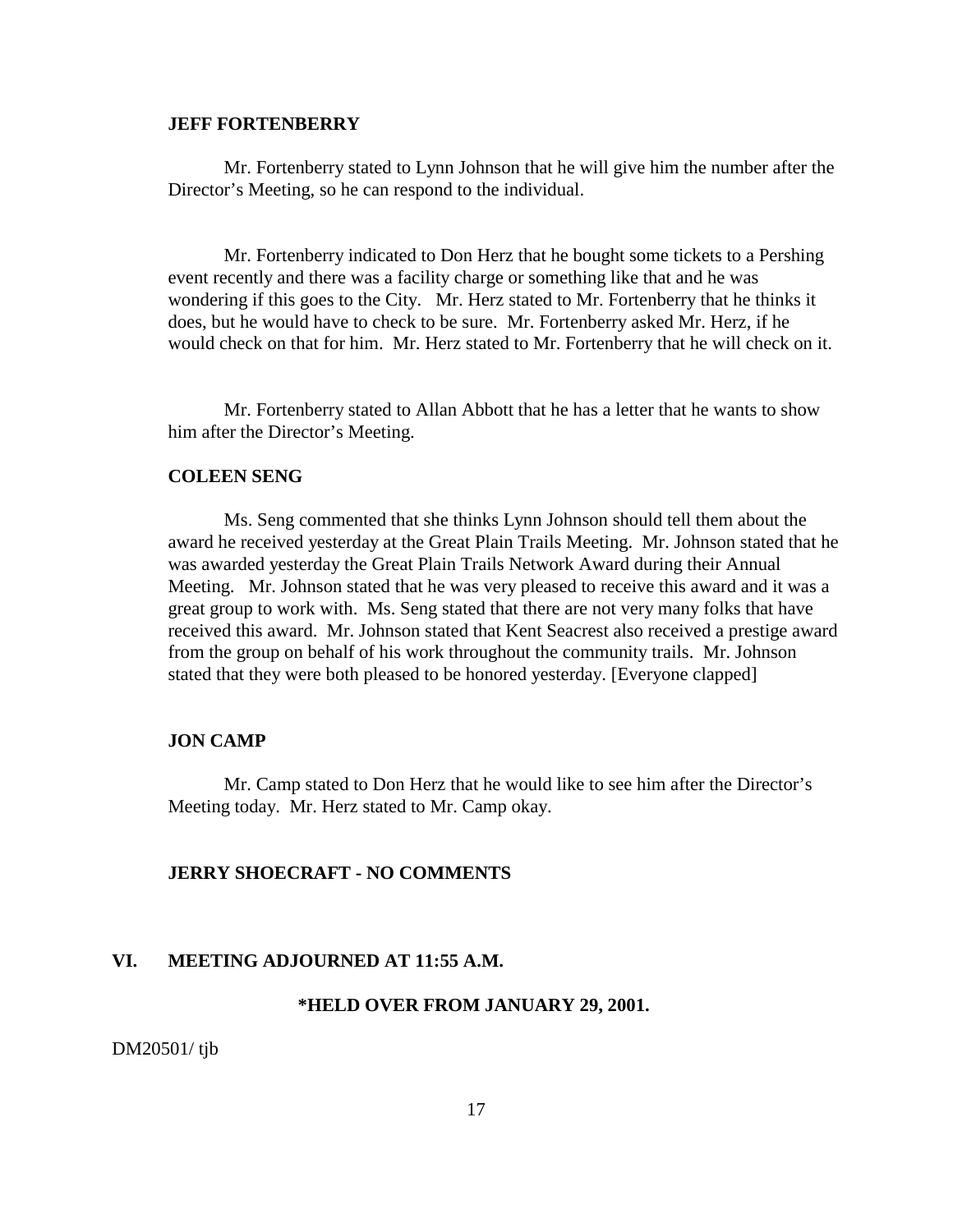**JEFF FORTENBERRY**

Mr. Fortenberry stated to Lynn Johnson that he will give him the number after the Director's Meeting, so he can respond to the individual.

Mr. Fortenberry indicated to Don Herz that he bought some tickets to a Pershing event recently and there was a facility charge or something like that and he was wondering if this goes to the City. Mr. Herz stated to Mr. Fortenberry that he thinks it does, but he would have to check to be sure. Mr. Fortenberry asked Mr. Herz, if he would check on that for him. Mr. Herz stated to Mr. Fortenberry that he will check on it.

Mr. Fortenberry stated to Allan Abbott that he has a letter that he wants to show him after the Director's Meeting.

**COLEEN SENG**

Ms. Seng commented that she thinks Lynn Johnson should tell them about the award he received yesterday at the Great Plain Trails Meeting. Mr. Johnson stated that he was awarded yesterday the Great Plain Trails Network Award during their Annual Meeting. Mr. Johnson stated that he was very pleased to receive this award and it was a great group to work with. Ms. Seng stated that there are not very many folks that have received this award. Mr. Johnson stated that Kent Seacrest also received a prestige award from the group on behalf of his work throughout the community trails. Mr. Johnson stated that they were both pleased to be honored yesterday. [Everyone clapped]

**JON CAMP**

Mr. Camp stated to Don Herz that he would like to see him after the Director's Meeting today. Mr. Herz stated to Mr. Camp okay.

**JERRY SHOECRAFT - NO COMMENTS**

**VI. MEETING ADJOURNED AT 11:55 A.M.**

**\*HELD OVER FROM JANUARY 29, 2001.**

DM20501/ tjb